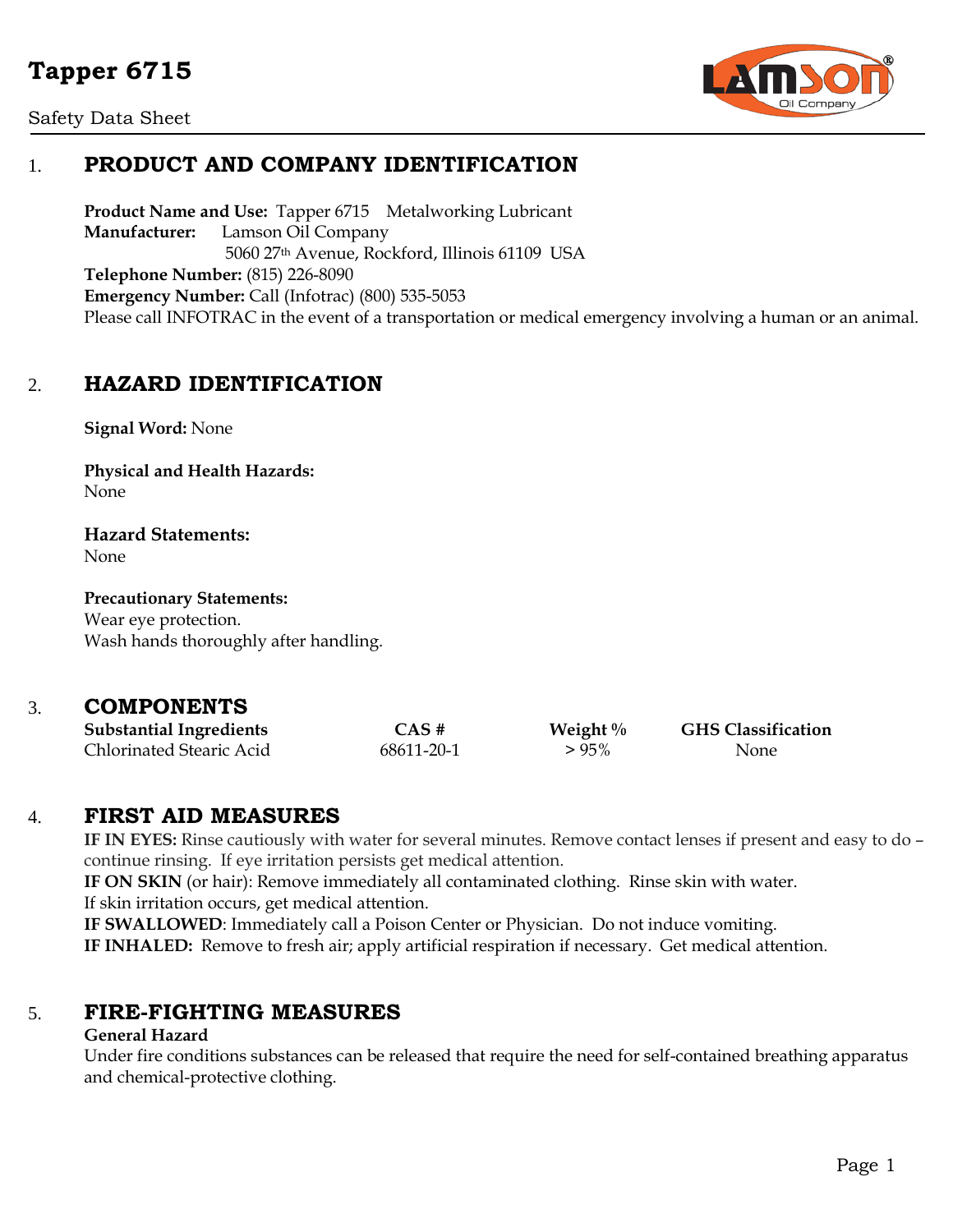# Tapper 6715

Safety Data Sheet

## 1. PRODUCT AND COMPANY IDENTIFICATION

**Product Name and Use:** Tapper 6715 Metalworking Lubricant
**Manufacturer:** Lamson Oil Company
5060 27th Avenue, Rockford, Illinois 61109 USA
**Telephone Number:** (815) 226-8090
**Emergency Number:** Call (Infotrac) (800) 535-5053
Please call INFOTRAC in the event of a transportation or medical emergency involving a human or an animal.

## 2. HAZARD IDENTIFICATION

**Signal Word:** None

**Physical and Health Hazards:**
None

**Hazard Statements:**
None

**Precautionary Statements:**
Wear eye protection.
Wash hands thoroughly after handling.

## 3. COMPONENTS

| Substantial Ingredients | CAS # | Weight % | GHS Classification |
|---|---|---|---|
| Chlorinated Stearic Acid | 68611-20-1 | > 95% | None |

## 4. FIRST AID MEASURES

**IF IN EYES:** Rinse cautiously with water for several minutes. Remove contact lenses if present and easy to do – continue rinsing. If eye irritation persists get medical attention.
**IF ON SKIN** (or hair): Remove immediately all contaminated clothing. Rinse skin with water.
If skin irritation occurs, get medical attention.
**IF SWALLOWED**: Immediately call a Poison Center or Physician. Do not induce vomiting.
**IF INHALED:** Remove to fresh air; apply artificial respiration if necessary. Get medical attention.

## 5. FIRE-FIGHTING MEASURES

**General Hazard**
Under fire conditions substances can be released that require the need for self-contained breathing apparatus and chemical-protective clothing.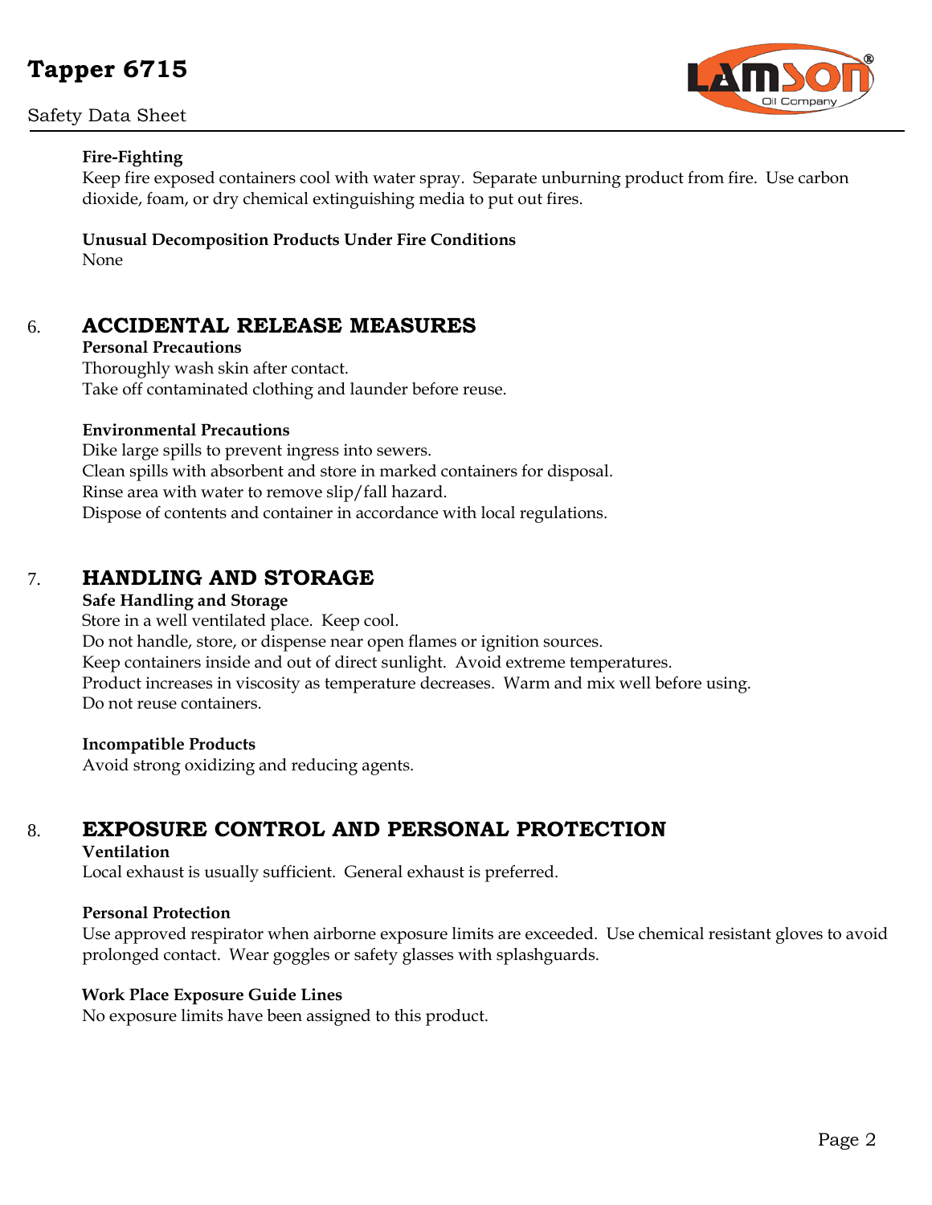**Fire-Fighting**

Keep fire exposed containers cool with water spray. Separate unburning product from fire. Use carbon dioxide, foam, or dry chemical extinguishing media to put out fires.

**Unusual Decomposition Products Under Fire Conditions**

None

## 6. ACCIDENTAL RELEASE MEASURES

**Personal Precautions**

Thoroughly wash skin after contact.
Take off contaminated clothing and launder before reuse.

**Environmental Precautions**

Dike large spills to prevent ingress into sewers.
Clean spills with absorbent and store in marked containers for disposal.
Rinse area with water to remove slip/fall hazard.
Dispose of contents and container in accordance with local regulations.

## 7. HANDLING AND STORAGE

**Safe Handling and Storage**

Store in a well ventilated place. Keep cool.
Do not handle, store, or dispense near open flames or ignition sources.
Keep containers inside and out of direct sunlight. Avoid extreme temperatures.
Product increases in viscosity as temperature decreases. Warm and mix well before using.
Do not reuse containers.

**Incompatible Products**

Avoid strong oxidizing and reducing agents.

## 8. EXPOSURE CONTROL AND PERSONAL PROTECTION

**Ventilation**

Local exhaust is usually sufficient. General exhaust is preferred.

**Personal Protection**

Use approved respirator when airborne exposure limits are exceeded. Use chemical resistant gloves to avoid prolonged contact. Wear goggles or safety glasses with splashguards.

**Work Place Exposure Guide Lines**

No exposure limits have been assigned to this product.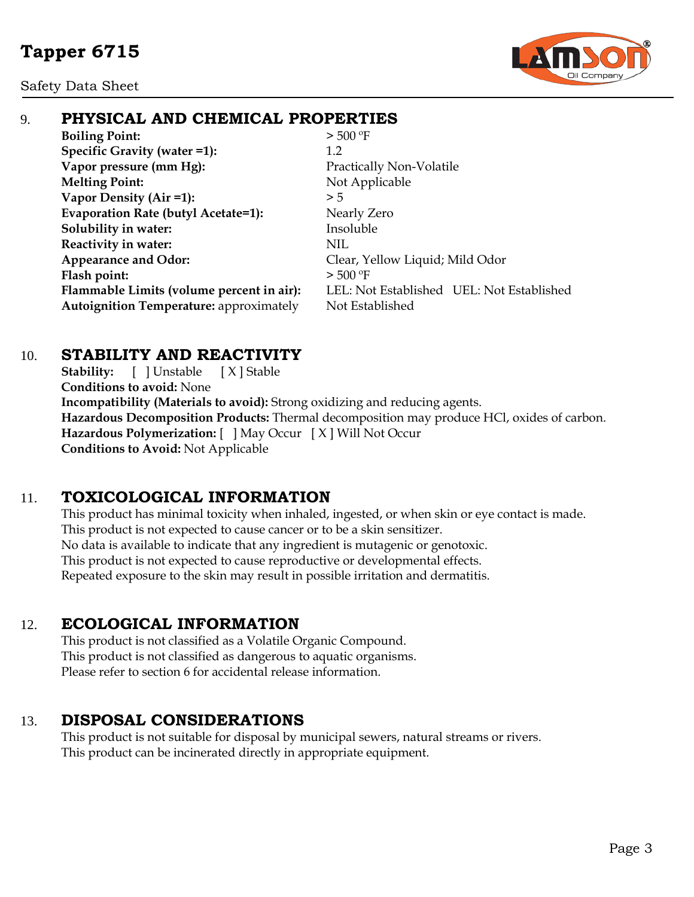## 9. PHYSICAL AND CHEMICAL PROPERTIES

| | |
|---|---|
| **Boiling Point:** | > 500 ºF |
| **Specific Gravity (water =1):** | 1.2 |
| **Vapor pressure (mm Hg):** | Practically Non-Volatile |
| **Melting Point:** | Not Applicable |
| **Vapor Density (Air =1):** | > 5 |
| **Evaporation Rate (butyl Acetate=1):** | Nearly Zero |
| **Solubility in water:** | Insoluble |
| **Reactivity in water:** | NIL |
| **Appearance and Odor:** | Clear, Yellow Liquid; Mild Odor |
| **Flash point:** | > 500 ºF |
| **Flammable Limits (volume percent in air):** | LEL: Not Established UEL: Not Established |
| **Autoignition Temperature:** approximately | Not Established |

## 10. STABILITY AND REACTIVITY

**Stability:** [ ] Unstable [ X ] Stable
**Conditions to avoid:** None
**Incompatibility (Materials to avoid):** Strong oxidizing and reducing agents.
**Hazardous Decomposition Products:** Thermal decomposition may produce HCl, oxides of carbon.
**Hazardous Polymerization:** [ ] May Occur [ X ] Will Not Occur
**Conditions to Avoid:** Not Applicable

## 11. TOXICOLOGICAL INFORMATION

This product has minimal toxicity when inhaled, ingested, or when skin or eye contact is made.
This product is not expected to cause cancer or to be a skin sensitizer.
No data is available to indicate that any ingredient is mutagenic or genotoxic.
This product is not expected to cause reproductive or developmental effects.
Repeated exposure to the skin may result in possible irritation and dermatitis.

## 12. ECOLOGICAL INFORMATION

This product is not classified as a Volatile Organic Compound.
This product is not classified as dangerous to aquatic organisms.
Please refer to section 6 for accidental release information.

## 13. DISPOSAL CONSIDERATIONS

This product is not suitable for disposal by municipal sewers, natural streams or rivers.
This product can be incinerated directly in appropriate equipment.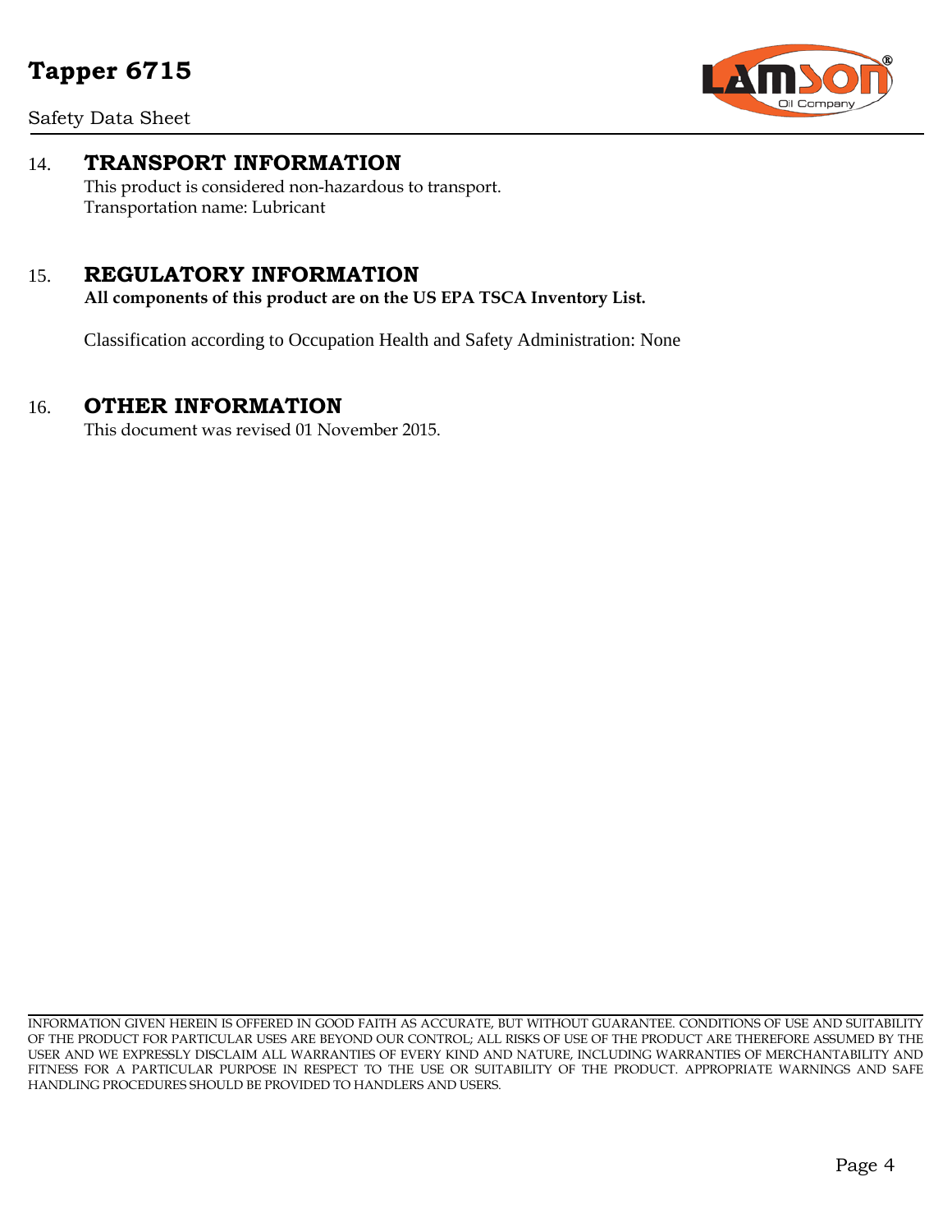## 14. TRANSPORT INFORMATION

This product is considered non-hazardous to transport.
Transportation name: Lubricant

## 15. REGULATORY INFORMATION

**All components of this product are on the US EPA TSCA Inventory List.**

Classification according to Occupation Health and Safety Administration: None

## 16. OTHER INFORMATION

This document was revised 01 November 2015.

INFORMATION GIVEN HEREIN IS OFFERED IN GOOD FAITH AS ACCURATE, BUT WITHOUT GUARANTEE. CONDITIONS OF USE AND SUITABILITY OF THE PRODUCT FOR PARTICULAR USES ARE BEYOND OUR CONTROL; ALL RISKS OF USE OF THE PRODUCT ARE THEREFORE ASSUMED BY THE USER AND WE EXPRESSLY DISCLAIM ALL WARRANTIES OF EVERY KIND AND NATURE, INCLUDING WARRANTIES OF MERCHANTABILITY AND FITNESS FOR A PARTICULAR PURPOSE IN RESPECT TO THE USE OR SUITABILITY OF THE PRODUCT. APPROPRIATE WARNINGS AND SAFE HANDLING PROCEDURES SHOULD BE PROVIDED TO HANDLERS AND USERS.